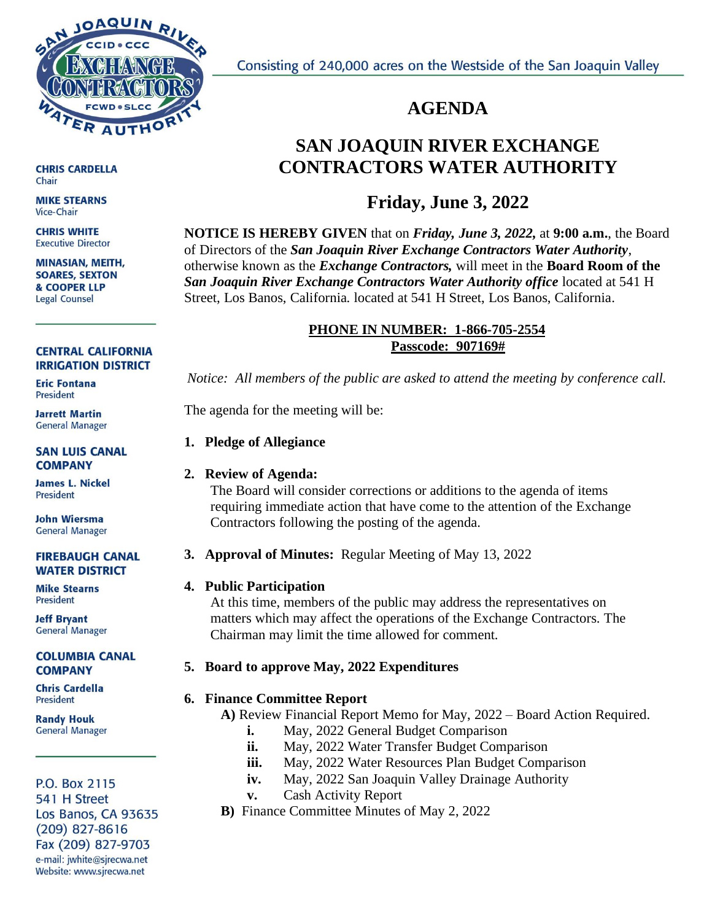Consisting of 240,000 acres on the Westside of the San Joaquin Valley

**CHRIS CARDELLA**
Chair

**MIKE STEARNS**
Vice-Chair

**CHRIS WHITE**
Executive Director

**MINASIAN, MEITH, SOARES, SEXTON & COOPER LLP**
Legal Counsel

**CENTRAL CALIFORNIA IRRIGATION DISTRICT**

**Eric Fontana**
President

**Jarrett Martin**
General Manager

**SAN LUIS CANAL COMPANY**

**James L. Nickel**
President

**John Wiersma**
General Manager

**FIREBAUGH CANAL WATER DISTRICT**

**Mike Stearns**
President

**Jeff Bryant**
General Manager

**COLUMBIA CANAL COMPANY**

**Chris Cardella**
President

**Randy Houk**
General Manager

P.O. Box 2115
541 H Street
Los Banos, CA 93635
(209) 827-8616
Fax (209) 827-9703
e-mail: jwhite@sjrecwa.net
Website: www.sjrecwa.net

# AGENDA

# SAN JOAQUIN RIVER EXCHANGE CONTRACTORS WATER AUTHORITY

## Friday, June 3, 2022

**NOTICE IS HEREBY GIVEN** that on ***Friday, June 3, 2022,*** at **9:00 a.m.**, the Board of Directors of the ***San Joaquin River Exchange Contractors Water Authority***, otherwise known as the ***Exchange Contractors,*** will meet in the **Board Room of the *San Joaquin River Exchange Contractors Water Authority office*** located at 541 H Street, Los Banos, California. located at 541 H Street, Los Banos, California.

**PHONE IN NUMBER: 1-866-705-2554**
**Passcode: 907169#**

*Notice: All members of the public are asked to attend the meeting by conference call.*

The agenda for the meeting will be:

1. **Pledge of Allegiance**

2. **Review of Agenda:**
   The Board will consider corrections or additions to the agenda of items requiring immediate action that have come to the attention of the Exchange Contractors following the posting of the agenda.

3. **Approval of Minutes:** Regular Meeting of May 13, 2022

4. **Public Participation**
   At this time, members of the public may address the representatives on matters which may affect the operations of the Exchange Contractors. The Chairman may limit the time allowed for comment.

5. **Board to approve May, 2022 Expenditures**

6. **Finance Committee Report**
   **A)** Review Financial Report Memo for May, 2022 – Board Action Required.
   - **i.** May, 2022 General Budget Comparison
   - **ii.** May, 2022 Water Transfer Budget Comparison
   - **iii.** May, 2022 Water Resources Plan Budget Comparison
   - **iv.** May, 2022 San Joaquin Valley Drainage Authority
   - **v.** Cash Activity Report

   **B)** Finance Committee Minutes of May 2, 2022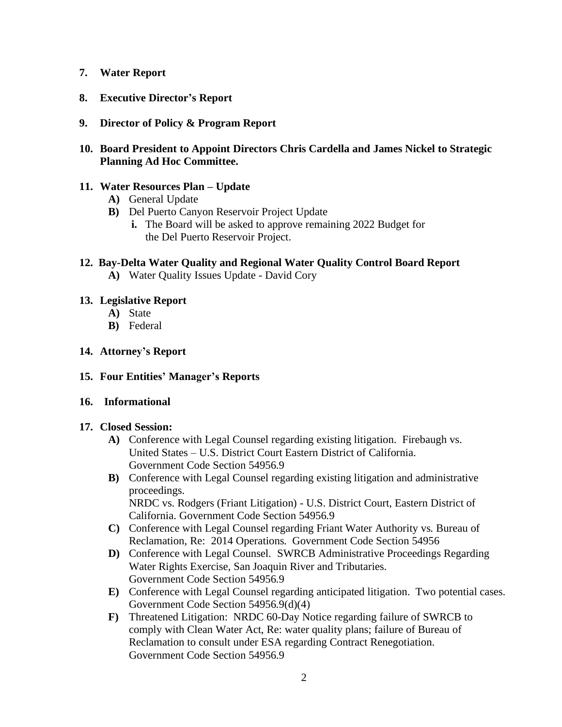**7. Water Report**

**8. Executive Director's Report**

**9. Director of Policy & Program Report**

**10. Board President to Appoint Directors Chris Cardella and James Nickel to Strategic Planning Ad Hoc Committee.**

**11. Water Resources Plan – Update**

- **A)** General Update
- **B)** Del Puerto Canyon Reservoir Project Update
  - **i.** The Board will be asked to approve remaining 2022 Budget for the Del Puerto Reservoir Project.

**12. Bay-Delta Water Quality and Regional Water Quality Control Board Report**

- **A)** Water Quality Issues Update - David Cory

**13. Legislative Report**

- **A)** State
- **B)** Federal

**14. Attorney's Report**

**15. Four Entities' Manager's Reports**

**16. Informational**

**17. Closed Session:**

- **A)** Conference with Legal Counsel regarding existing litigation. Firebaugh vs. United States – U.S. District Court Eastern District of California. Government Code Section 54956.9
- **B)** Conference with Legal Counsel regarding existing litigation and administrative proceedings. NRDC vs. Rodgers (Friant Litigation) - U.S. District Court, Eastern District of California. Government Code Section 54956.9
- **C)** Conference with Legal Counsel regarding Friant Water Authority vs. Bureau of Reclamation, Re: 2014 Operations. Government Code Section 54956
- **D)** Conference with Legal Counsel. SWRCB Administrative Proceedings Regarding Water Rights Exercise, San Joaquin River and Tributaries. Government Code Section 54956.9
- **E)** Conference with Legal Counsel regarding anticipated litigation. Two potential cases. Government Code Section 54956.9(d)(4)
- **F)** Threatened Litigation: NRDC 60-Day Notice regarding failure of SWRCB to comply with Clean Water Act, Re: water quality plans; failure of Bureau of Reclamation to consult under ESA regarding Contract Renegotiation. Government Code Section 54956.9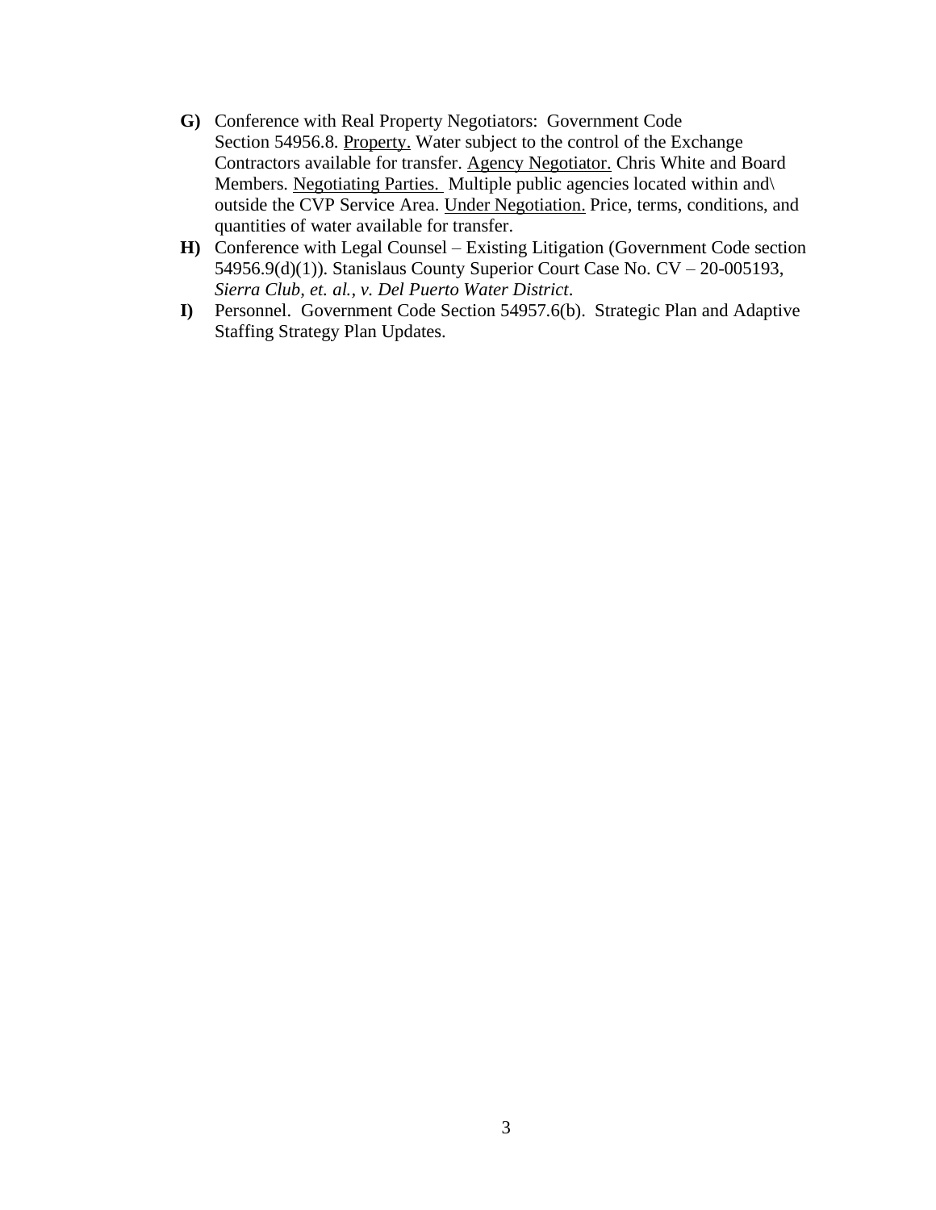**G)** Conference with Real Property Negotiators: Government Code Section 54956.8. Property. Water subject to the control of the Exchange Contractors available for transfer. Agency Negotiator. Chris White and Board Members. Negotiating Parties. Multiple public agencies located within and\ outside the CVP Service Area. Under Negotiation. Price, terms, conditions, and quantities of water available for transfer.

**H)** Conference with Legal Counsel – Existing Litigation (Government Code section 54956.9(d)(1)). Stanislaus County Superior Court Case No. CV – 20-005193, *Sierra Club, et. al., v. Del Puerto Water District*.

**I)** Personnel. Government Code Section 54957.6(b). Strategic Plan and Adaptive Staffing Strategy Plan Updates.